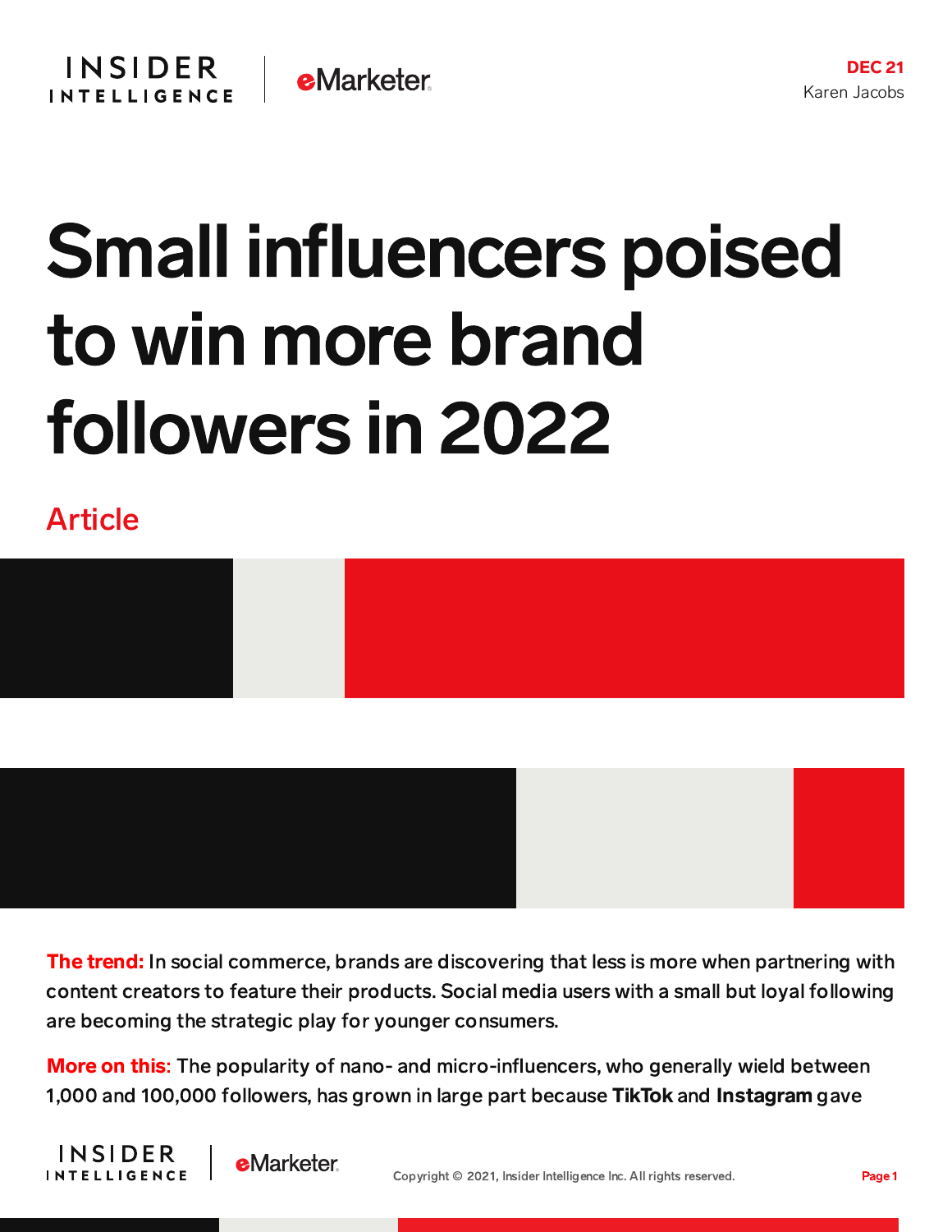DEC 21
Karen Jacobs

# Small influencers poised to win more brand followers in 2022

Article

**The trend:** In social commerce, brands are discovering that less is more when partnering with content creators to feature their products. Social media users with a small but loyal following are becoming the strategic play for younger consumers.

**More on this:** The popularity of nano- and micro-influencers, who generally wield between 1,000 and 100,000 followers, has grown in large part because **TikTok** and **Instagram** gave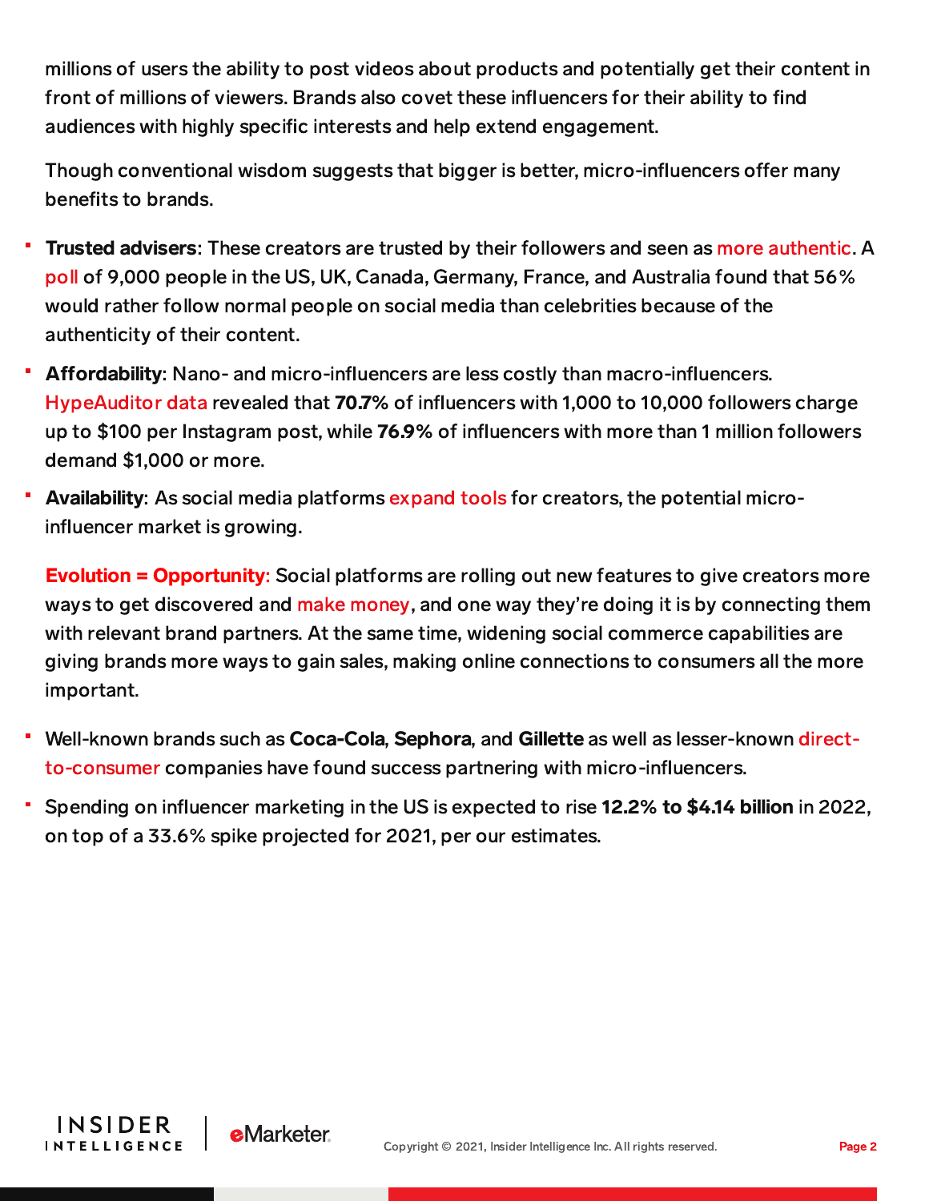millions of users the ability to post videos about products and potentially get their content in front of millions of viewers. Brands also covet these influencers for their ability to find audiences with highly specific interests and help extend engagement.

Though conventional wisdom suggests that bigger is better, micro-influencers offer many benefits to brands.

- **Trusted advisers**: These creators are trusted by their followers and seen as more authentic. A poll of 9,000 people in the US, UK, Canada, Germany, France, and Australia found that 56% would rather follow normal people on social media than celebrities because of the authenticity of their content.
- **Affordability**: Nano- and micro-influencers are less costly than macro-influencers. HypeAuditor data revealed that **70.7%** of influencers with 1,000 to 10,000 followers charge up to $100 per Instagram post, while **76.9%** of influencers with more than 1 million followers demand $1,000 or more.
- **Availability**: As social media platforms expand tools for creators, the potential micro-influencer market is growing.

**Evolution = Opportunity**: Social platforms are rolling out new features to give creators more ways to get discovered and make money, and one way they're doing it is by connecting them with relevant brand partners. At the same time, widening social commerce capabilities are giving brands more ways to gain sales, making online connections to consumers all the more important.

- Well-known brands such as **Coca-Cola**, **Sephora**, and **Gillette** as well as lesser-known direct-to-consumer companies have found success partnering with micro-influencers.
- Spending on influencer marketing in the US is expected to rise **12.2% to $4.14 billion** in 2022, on top of a 33.6% spike projected for 2021, per our estimates.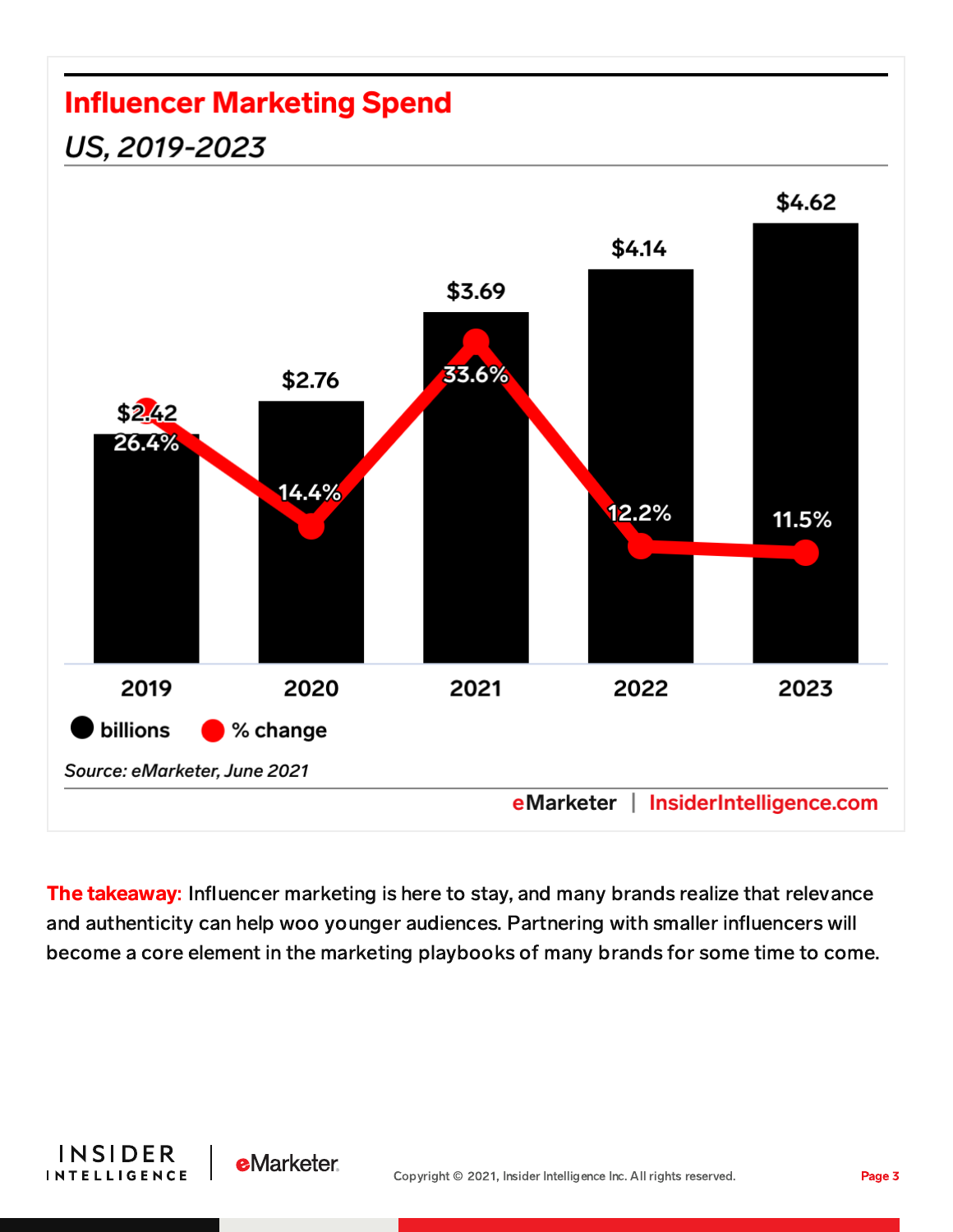## Influencer Marketing Spend

*US, 2019-2023*

$2.42
26.4%
$2.76
14.4%
$3.69
33.6%
$4.14
12.2%
$4.62
11.5%

2019
2020
2021
2022
2023

billions
% change

*Source: eMarketer, June 2021*

eMarketer | InsiderIntelligence.com

**The takeaway**: Influencer marketing is here to stay, and many brands realize that relevance and authenticity can help woo younger audiences. Partnering with smaller influencers will become a core element in the marketing playbooks of many brands for some time to come.